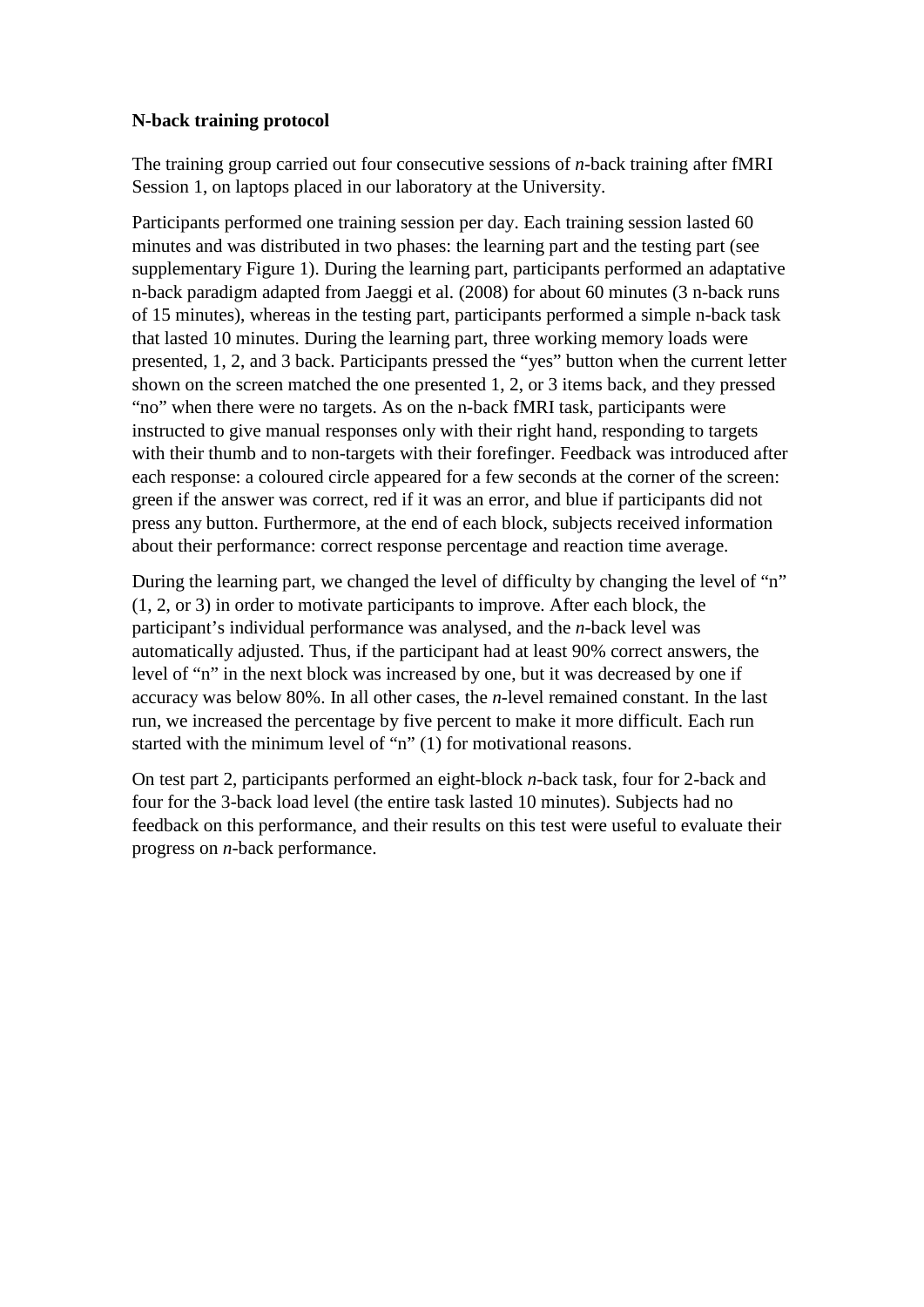**N-back training protocol**

The training group carried out four consecutive sessions of *n*-back training after fMRI Session 1, on laptops placed in our laboratory at the University.

Participants performed one training session per day. Each training session lasted 60 minutes and was distributed in two phases: the learning part and the testing part (see supplementary Figure 1). During the learning part, participants performed an adaptative n-back paradigm adapted from Jaeggi et al. (2008) for about 60 minutes (3 n-back runs of 15 minutes), whereas in the testing part, participants performed a simple n-back task that lasted 10 minutes. During the learning part, three working memory loads were presented, 1, 2, and 3 back. Participants pressed the "yes" button when the current letter shown on the screen matched the one presented 1, 2, or 3 items back, and they pressed "no" when there were no targets. As on the n-back fMRI task, participants were instructed to give manual responses only with their right hand, responding to targets with their thumb and to non-targets with their forefinger. Feedback was introduced after each response: a coloured circle appeared for a few seconds at the corner of the screen: green if the answer was correct, red if it was an error, and blue if participants did not press any button. Furthermore, at the end of each block, subjects received information about their performance: correct response percentage and reaction time average.

During the learning part, we changed the level of difficulty by changing the level of "n" (1, 2, or 3) in order to motivate participants to improve. After each block, the participant's individual performance was analysed, and the *n*-back level was automatically adjusted. Thus, if the participant had at least 90% correct answers, the level of "n" in the next block was increased by one, but it was decreased by one if accuracy was below 80%. In all other cases, the *n*-level remained constant. In the last run, we increased the percentage by five percent to make it more difficult. Each run started with the minimum level of "n" (1) for motivational reasons.

On test part 2, participants performed an eight-block *n*-back task, four for 2-back and four for the 3-back load level (the entire task lasted 10 minutes). Subjects had no feedback on this performance, and their results on this test were useful to evaluate their progress on *n*-back performance.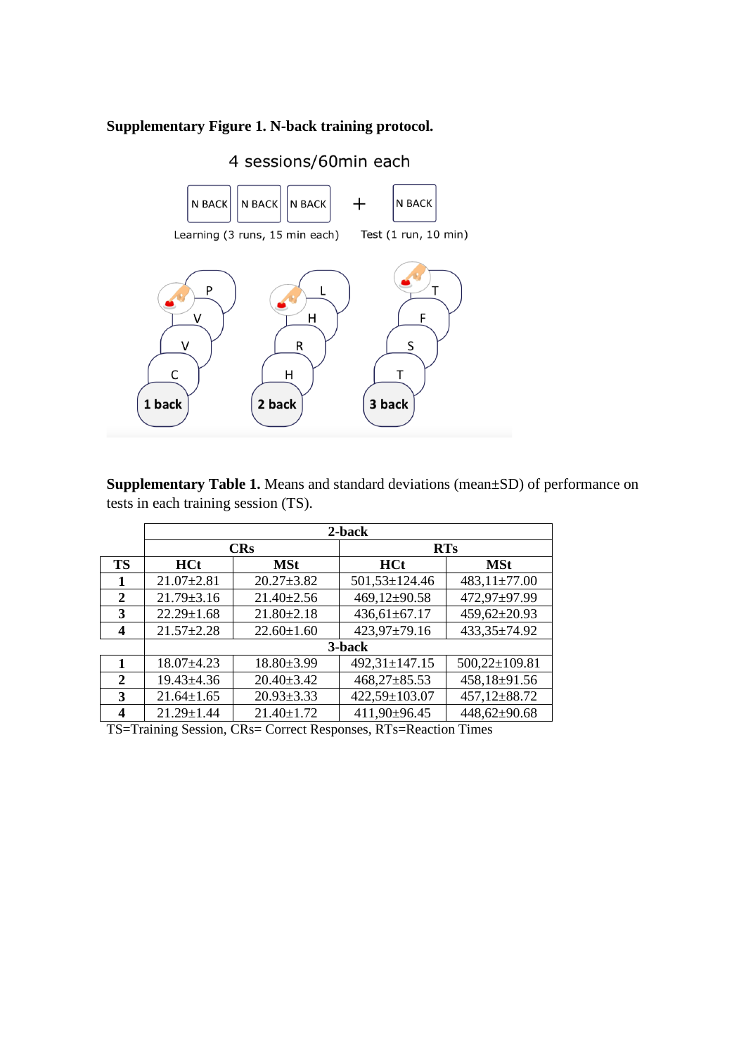**Supplementary Figure 1. N-back training protocol.**

4 sessions/60min each

N BACK | N BACK | N BACK + N BACK

Learning (3 runs, 15 min each) Test (1 run, 10 min)

1 back: C, V, V, P

2 back: H, R, H, L

3 back: T, S, F, T

**Supplementary Table 1.** Means and standard deviations (mean±SD) of performance on tests in each training session (TS).

| | 2-back | | | |
|---|---|---|---|---|
| | CRs | | RTs | |
| **TS** | **HCt** | **MSt** | **HCt** | **MSt** |
| **1** | 21.07±2.81 | 20.27±3.82 | 501,53±124.46 | 483,11±77.00 |
| **2** | 21.79±3.16 | 21.40±2.56 | 469,12±90.58 | 472,97±97.99 |
| **3** | 22.29±1.68 | 21.80±2.18 | 436,61±67.17 | 459,62±20.93 |
| **4** | 21.57±2.28 | 22.60±1.60 | 423,97±79.16 | 433,35±74.92 |
| | **3-back** | | | |
| **1** | 18.07±4.23 | 18.80±3.99 | 492,31±147.15 | 500,22±109.81 |
| **2** | 19.43±4.36 | 20.40±3.42 | 468,27±85.53 | 458,18±91.56 |
| **3** | 21.64±1.65 | 20.93±3.33 | 422,59±103.07 | 457,12±88.72 |
| **4** | 21.29±1.44 | 21.40±1.72 | 411,90±96.45 | 448,62±90.68 |

TS=Training Session, CRs= Correct Responses, RTs=Reaction Times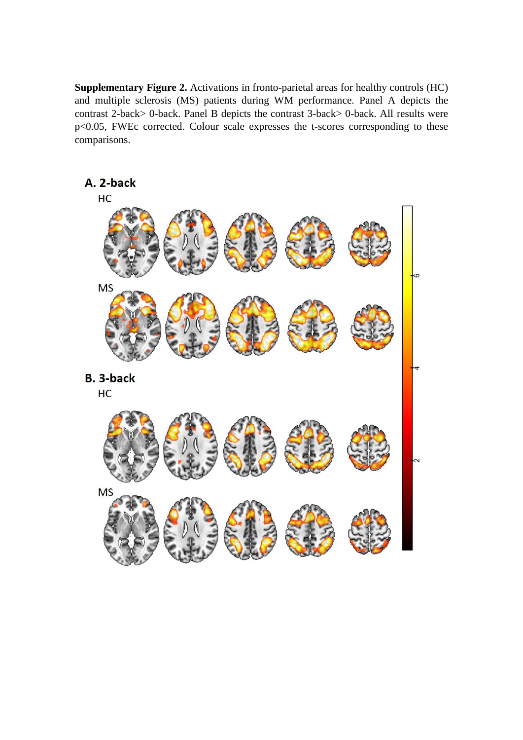**Supplementary Figure 2.** Activations in fronto-parietal areas for healthy controls (HC) and multiple sclerosis (MS) patients during WM performance. Panel A depicts the contrast 2-back> 0-back. Panel B depicts the contrast 3-back> 0-back. All results were $p<0.05$, FWEc corrected. Colour scale expresses the t-scores corresponding to these comparisons.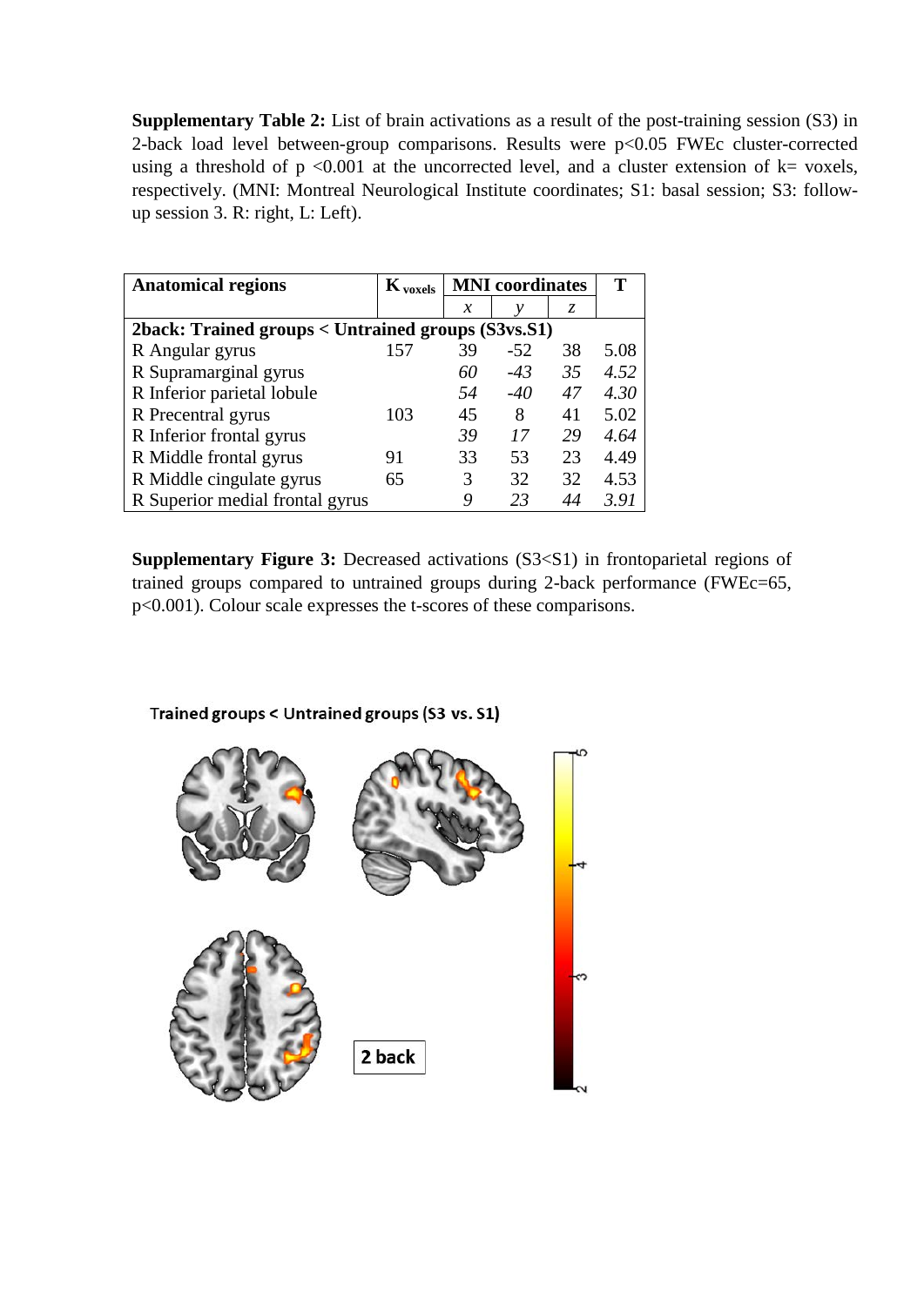**Supplementary Table 2:** List of brain activations as a result of the post-training session (S3) in 2-back load level between-group comparisons. Results were $p<0.05$ FWEc cluster-corrected using a threshold of $p<0.001$ at the uncorrected level, and a cluster extension of k= voxels, respectively. (MNI: Montreal Neurological Institute coordinates; S1: basal session; S3: follow-up session 3. R: right, L: Left).

| Anatomical regions | $K_{voxels}$ | MNI coordinates | | | T |
|---|---|---|---|---|---|
| | | *x* | *y* | *z* | |
| **2back: Trained groups < Untrained groups (S3vs.S1)** | | | | | |
| R Angular gyrus | 157 | 39 | -52 | 38 | 5.08 |
| R Supramarginal gyrus | | *60* | *-43* | *35* | *4.52* |
| R Inferior parietal lobule | | *54* | *-40* | *47* | *4.30* |
| R Precentral gyrus | 103 | 45 | 8 | 41 | 5.02 |
| R Inferior frontal gyrus | | *39* | *17* | *29* | *4.64* |
| R Middle frontal gyrus | 91 | 33 | 53 | 23 | 4.49 |
| R Middle cingulate gyrus | 65 | 3 | 32 | 32 | 4.53 |
| R Superior medial frontal gyrus | | *9* | *23* | *44* | *3.91* |

**Supplementary Figure 3:** Decreased activations (S3<S1) in frontoparietal regions of trained groups compared to untrained groups during 2-back performance (FWEc=65, $p<0.001$). Colour scale expresses the t-scores of these comparisons.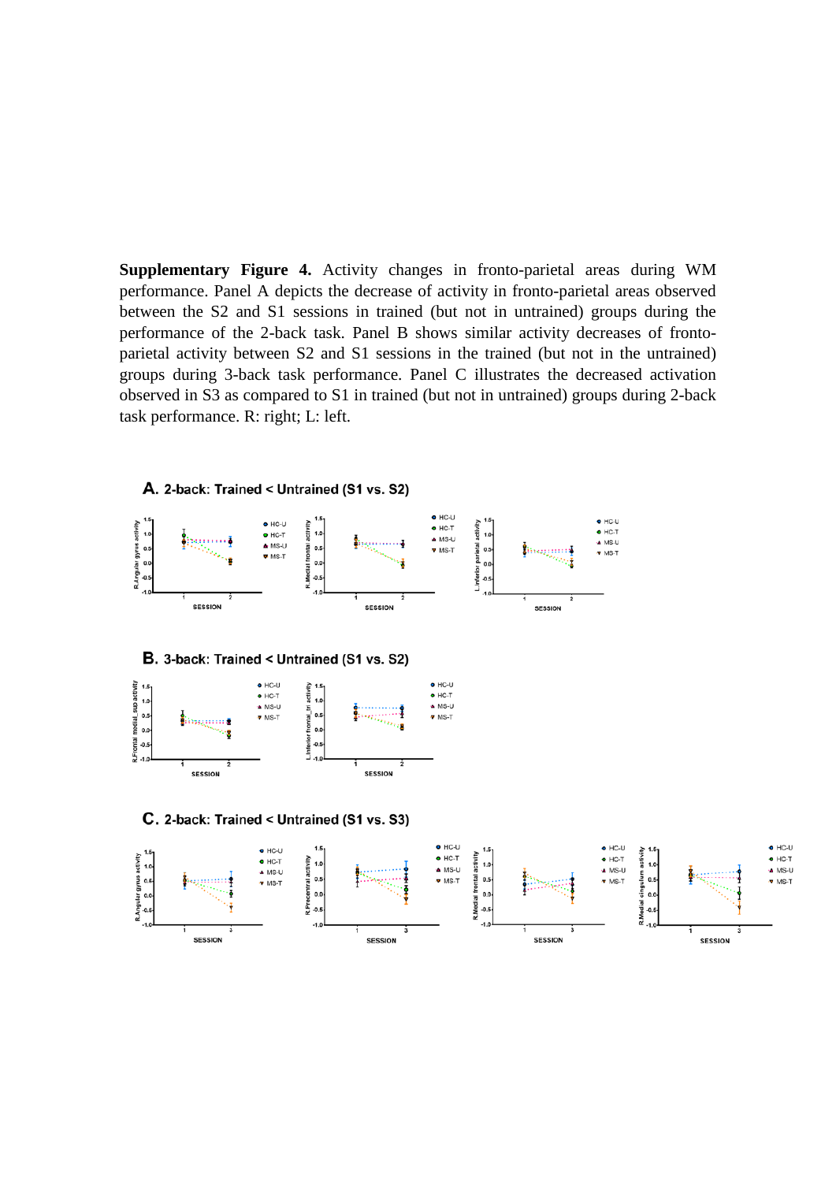**Supplementary Figure 4.** Activity changes in fronto-parietal areas during WM performance. Panel A depicts the decrease of activity in fronto-parietal areas observed between the S2 and S1 sessions in trained (but not in untrained) groups during the performance of the 2-back task. Panel B shows similar activity decreases of fronto-parietal activity between S2 and S1 sessions in the trained (but not in the untrained) groups during 3-back task performance. Panel C illustrates the decreased activation observed in S3 as compared to S1 in trained (but not in untrained) groups during 2-back task performance. R: right; L: left.

**A.** 2-back: Trained < Untrained (S1 vs. S2)

R.Angular gyrus activity
R.Medial frontal activity
L.Inferior parietal activity
SESSION
HC-U
HC-T
MS-U
MS-T

**B.** 3-back: Trained < Untrained (S1 vs. S2)

R.Frontal medial_sup activity
L.Inferior frontal_tri activity
SESSION
HC-U
HC-T
MS-U
MS-T

**C.** 2-back: Trained < Untrained (S1 vs. S3)

R.Angular gyrus activity
R.Precentral activity
R.Medial frontal activity
R.Medial cingulum activity
SESSION
HC-U
HC-T
MS-U
MS-T